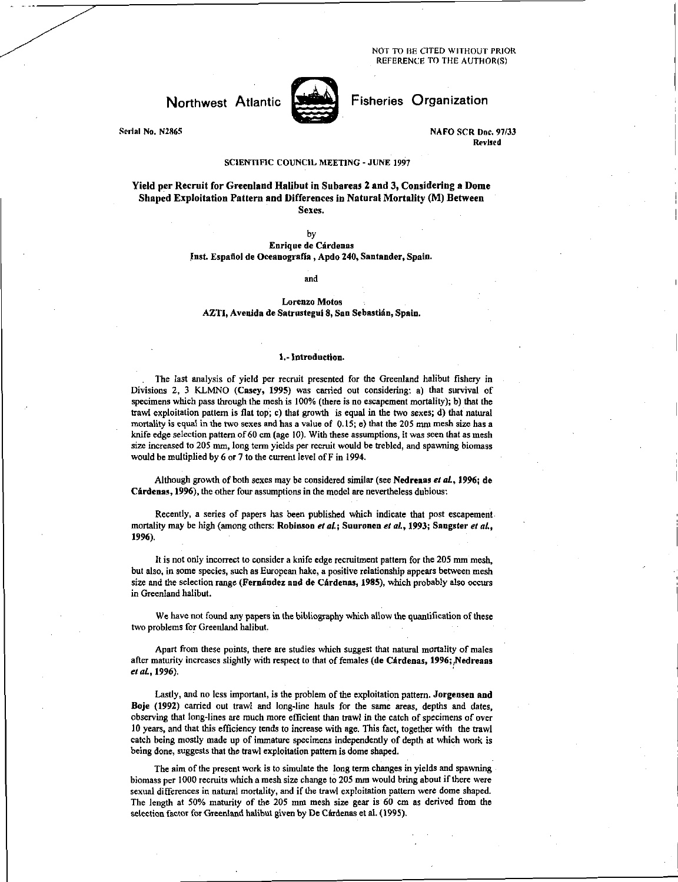NOT TO BE CITED WITHOUT PRIOR REFERENCE TO THE AUTHOR(S)

# Northwest Atlantic Fisheries Organization

Serial No. N2865

NAFO SCR Doc. 97/33
Revised

SCIENTIFIC COUNCIL MEETING - JUNE 1997

## Yield per Recruit for Greenland Halibut in Subareas 2 and 3, Considering a Dome Shaped Exploitation Pattern and Differences in Natural Mortality (M) Between Sexes.

by

**Enrique de Cárdenas**
**Inst. Español de Oceanografía , Apdo 240, Santander, Spain.**

and

**Lorenzo Motos**
**AZTI, Avenida de Satrustegui 8, San Sebastián, Spain.**

### 1.- Introduction.

The last analysis of yield per recruit presented for the Greenland halibut fishery in Divisions 2, 3 KLMNO (**Casey, 1995**) was carried out considering: a) that survival of specimens which pass through the mesh is 100% (there is no escapement mortality); b) that the trawl exploitation pattern is flat top; c) that growth is equal in the two sexes; d) that natural mortality is equal in the two sexes and has a value of 0.15; e) that the 205 mm mesh size has a knife edge selection pattern of 60 cm (age 10). With these assumptions, it was seen that as mesh size increased to 205 mm, long term yields per recruit would be trebled, and spawning biomass would be multiplied by 6 or 7 to the current level of F in 1994.

Although growth of both sexes may be considered similar (see **Nedreaas *et al.*, 1996; de Cárdenas, 1996**), the other four assumptions in the model are nevertheless dubious:

Recently, a series of papers has been published which indicate that post escapement mortality may be high (among others: **Robinson *et al.*; Suuronen *et al.*, 1993; Saugster *et al.*, 1996**).

It is not only incorrect to consider a knife edge recruitment pattern for the 205 mm mesh, but also, in some species, such as European hake, a positive relationship appears between mesh size and the selection range (**Fernández and de Cárdenas, 1985**), which probably also occurs in Greenland halibut.

We have not found any papers in the bibliography which allow the quantification of these two problems for Greenland halibut.

Apart from these points, there are studies which suggest that natural mortality of males after maturity increases slightly with respect to that of females (**de Cárdenas, 1996; Nedreaas *et al.*, 1996**).

Lastly, and no less important, is the problem of the exploitation pattern. **Jorgensen and Boje (1992)** carried out trawl and long-line hauls for the same areas, depths and dates, observing that long-lines are much more efficient than trawl in the catch of specimens of over 10 years, and that this efficiency tends to increase with age. This fact, together with the trawl catch being mostly made up of immature specimens independently of depth at which work is being done, suggests that the trawl exploitation pattern is dome shaped.

The aim of the present work is to simulate the long term changes in yields and spawning biomass per 1000 recruits which a mesh size change to 205 mm would bring about if there were sexual differences in natural mortality, and if the trawl exploitation pattern were dome shaped. The length at 50% maturity of the 205 mm mesh size gear is 60 cm as derived from the selection factor for Greenland halibut given by De Cárdenas et al. (1995).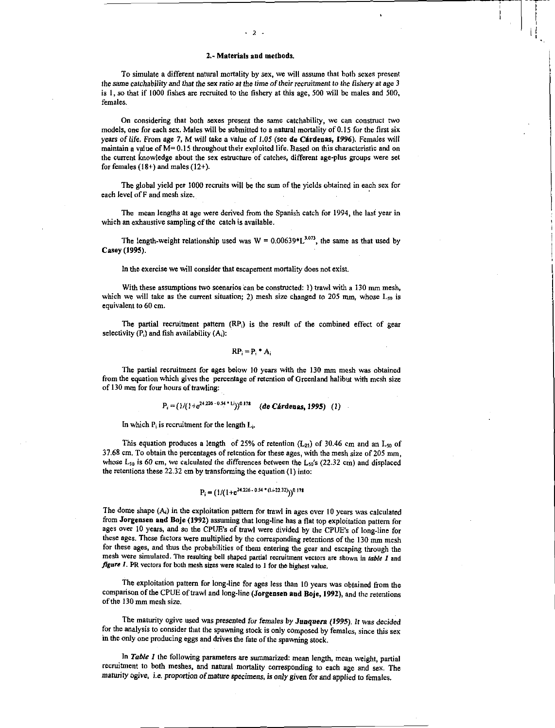## 2.- Materials and methods.

To simulate a different natural mortality by sex, we will assume that both sexes present *the same catchability and that the sex ratio at the time of their recruitment to the fishery at age 3* is 1, so that if 1000 fishes are recruited to the fishery at this age, 500 will be males and 500, females.

On considering that both sexes present the same catchability, we can construct two models, one for each sex. Males will be submitted to a natural mortality of 0.15 for the first six years of life. From age 7, M will take a value of 1.05 (see **de Cárdenas, 1996**). Females will maintain a value of M= 0.15 throughout their exploited life. Based on this characteristic and on the current knowledge about the sex estructure of catches, different age-plus groups were set for females (18+) and males (12+).

The global yield per 1000 recruits will be the sum of the yields obtained in each sex for each level of F and mesh size.

The mean lengths at age were derived from the Spanish catch for 1994, the last year in which an exhaustive sampling of the catch is available.

The length-weight relationship used was $W = 0.00639*L^{3.073}$, the same as that used by **Casey (1995)**.

In the exercise we will consider that escapement mortality does not exist.

With these assumptions two scenarios can be constructed: 1) trawl with a 130 mm mesh, which we will take as the current situation; 2) mesh size changed to 205 mm, whose $L_{50}$ is equivalent to 60 cm.

The partial recruitment pattern ($RP_i$) is the result of the combined effect of gear selectivity ($P_i$) and fish availability ($A_i$):

$$RP_i = P_i * A_i$$

The partial recruitment for ages below 10 years with the 130 mm mesh was obtained from the equation which gives the percentage of retention of Greenland halibut with mesh size of 130 mm for four hours of trawling:

$$P_i = (1/(1+e^{24.226 - 0.54 * Li}))^{0.178} \quad \textit{(de Cárdenas, 1995)} \quad (1)$$

In which $P_i$ is recruitment for the length $L_i$.

This equation produces a length of 25% of retention ($L_{25}$) of 30.46 cm and an $L_{50}$ of 37.68 cm. To obtain the percentages of retention for these ages, with the mesh size of 205 mm, whose $L_{50}$ is 60 cm, we calculated the differences between the $L_{50}$'s (22.32 cm) and displaced the retentions these 22.32 cm by transforming the equation (1) into:

$$P_i = (1/(1+e^{24.226 - 0.54 * (Li-22.32)}))^{0.178}$$

The dome shape ($A_i$) in the exploitation pattern for trawl in ages over 10 years was calculated from **Jorgensen and Boje (1992)** assuming that long-line has a flat top exploitation pattern for ages over 10 years, and so the CPUE's of trawl were divided by the CPUE's of long-line for these ages. These factors were multiplied by the corresponding retentions of the 130 mm mesh for these ages, and thus the probabilities of them entering the gear and escaping through the mesh were simulated. The resulting bell shaped partial recruitment vectors are shown in ***table 1*** and ***figure 1***. PR vectors for both mesh sizes were scaled to 1 for the highest value.

The exploitation pattern for long-line for ages less than 10 years was obtained from the comparison of the CPUE of trawl and long-line (**Jorgensen and Boje, 1992**), and the retentions of the 130 mm mesh size.

The maturity ogive used was presented for females by ***Junquera (1995)***. It was decided for the analysis to consider that the spawning stock is only composed by females, since this sex in the only one producing eggs and drives the fate of the spawning stock.

In ***Table 1*** the following parameters are summarized: mean length, mean weight, partial recruitment to both meshes, and natural mortality corresponding to each age and sex. The maturity ogive, *i.e. proportion of mature specimens, is only given for and applied to females.*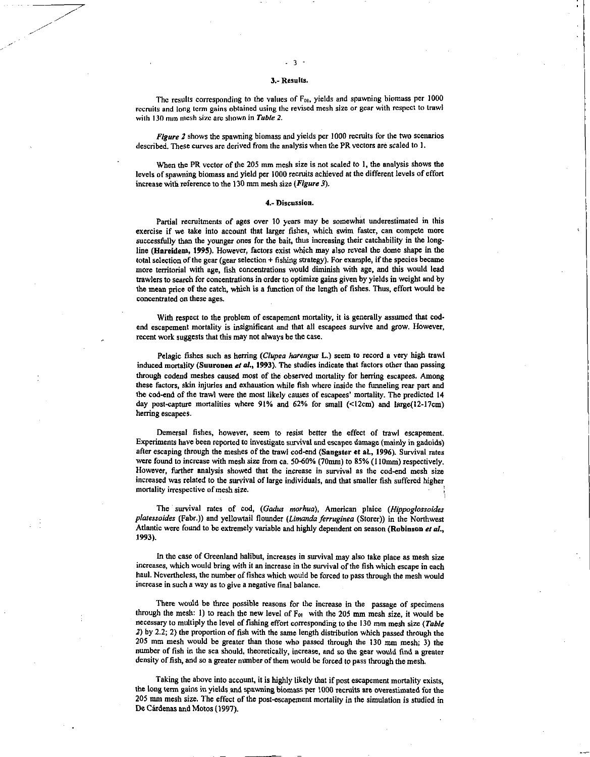## 3.- Results.

The results corresponding to the values of $F_{01}$, yields and spawning biomass per 1000 recruits and long term gains obtained using the revised mesh size or gear with respect to trawl with 130 mm mesh size are shown in ***Table 2***.

***Figure 2*** shows the spawning biomass and yields per 1000 recruits for the two scenarios described. These curves are derived from the analysis when the PR vectors are scaled to 1.

When the PR vector of the 205 mm mesh size is not scaled to 1, the analysis shows the levels of spawning biomass and yield per 1000 recruits achieved at the different levels of effort increase with reference to the 130 mm mesh size (***Figure 3***).

## 4.- Discussion.

Partial recruitments of ages over 10 years may be somewhat underestimated in this exercise if we take into account that larger fishes, which swim faster, can compete more successfully than the younger ones for the bait, thus increasing their catchability in the long-line (**Hareidem, 1995**). However, factors exist which may also reveal the dome shape in the total selection of the gear (gear selection + fishing strategy). For example, if the species became more territorial with age, fish concentrations would diminish with age, and this would lead trawlers to search for concentrations in order to optimize gains given by yields in weight and by the mean price of the catch, which is a function of the length of fishes. Thus, effort would be concentrated on these ages.

With respect to the problem of escapement mortality, it is generally assumed that cod-end escapement mortality is insignificant and that all escapees survive and grow. However, recent work suggests that this may not always be the case.

Pelagic fishes such as herring (*Clupea harengus* L.) seem to record a very high trawl induced mortality (**Suuronen *et al.*, 1993**). The studies indicate that factors other than passing through codend meshes caused most of the observed mortality for herring escapees. Among these factors, skin injuries and exhaustion while fish where inside the funneling rear part and the cod-end of the trawl were the most likely causes of escapees' mortality. The predicted 14 day post-capture mortalities where 91% and 62% for small (<12cm) and large(12-17cm) herring escapees.

Demersal fishes, however, seem to resist better the effect of trawl escapement. Experiments have been reported to investigate survival and escapee damage (mainly in gadoids) after escaping through the meshes of the trawl cod-end (**Sangster et al., 1996**). Survival rates were found to increase with mesh size from ca. 50-60% (70mm) to 85% (110mm) respectively. However, further analysis showed that the increase in survival as the cod-end mesh size increased was related to the survival of large individuals, and that smaller fish suffered higher mortality irrespective of mesh size.

The survival rates of cod, (*Gadus morhua*), American plaice (*Hippoglossoides platessoides* (Fabr.)) and yellowtail flounder (*Limanda ferruginea* (Storer)) in the Northwest Atlantic were found to be extremely variable and highly dependent on season (**Robinson *et al.*, 1993**).

In the case of Greenland halibut, increases in survival may also take place as mesh size increases, which would bring with it an increase in the survival of the fish which escape in each haul. Nevertheless, the number of fishes which would be forced to pass through the mesh would increase in such a way as to give a negative final balance.

There would be three possible reasons for the increase in the passage of specimens through the mesh: 1) to reach the new level of $F_{01}$ with the 205 mm mesh size, it would be necessary to multiply the level of fishing effort corresponding to the 130 mm mesh size (***Table 2***) by 2.2; 2) the proportion of fish with the same length distribution which passed through the 205 mm mesh would be greater than those who passed through the 130 mm mesh; 3) the number of fish in the sea should, theoretically, increase, and so the gear would find a greater density of fish, and so a greater number of them would be forced to pass through the mesh.

Taking the above into account, it is highly likely that if post escapement mortality exists, the long term gains in yields and spawning biomass per 1000 recruits are overestimated for the 205 mm mesh size. The effect of the post-escapement mortality in the simulation is studied in De Cárdenas and Motos (1997).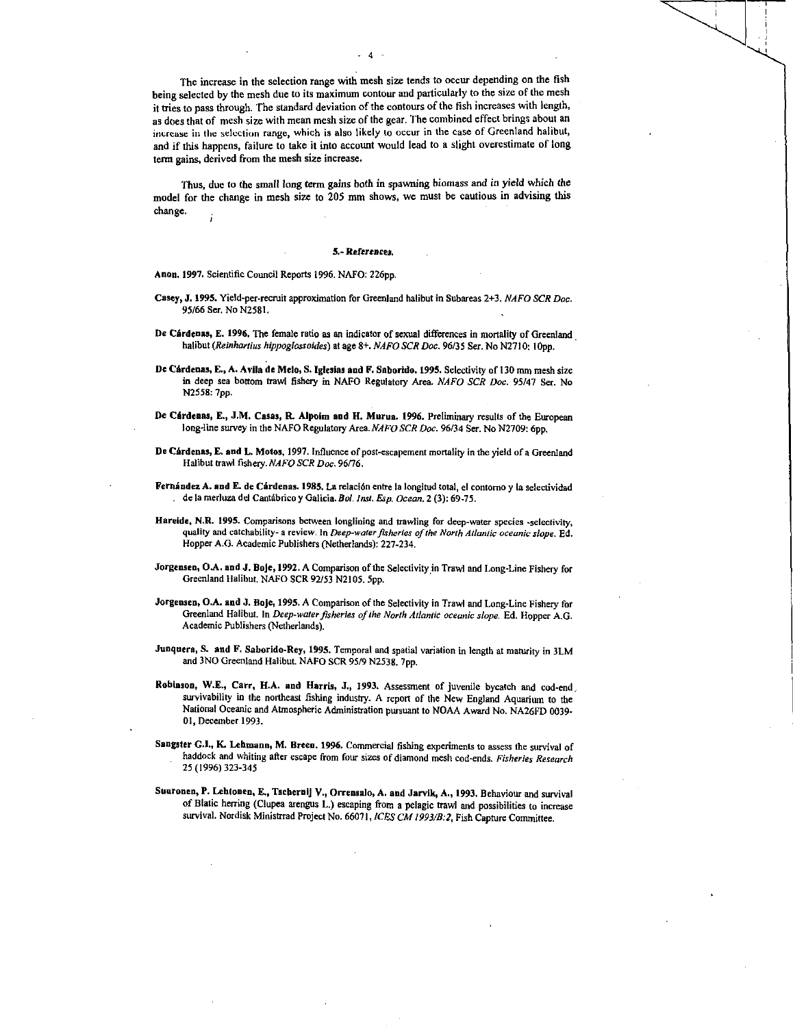The increase in the selection range with mesh size tends to occur depending on the fish being selected by the mesh due to its maximum contour and particularly to the size of the mesh it tries to pass through. The standard deviation of the contours of the fish increases with length, as does that of mesh size with mean mesh size of the gear. The combined effect brings about an increase in the selection range, which is also likely to occur in the case of Greenland halibut, and if this happens, failure to take it into account would lead to a slight overestimate of long term gains, derived from the mesh size increase.

Thus, due to the small long term gains both in spawning biomass and in yield which the model for the change in mesh size to 205 mm shows, we must be cautious in advising this change.

## 5.- References.

**Anon. 1997.** Scientific Council Reports 1996. NAFO: 226pp.

**Casey, J. 1995.** Yield-per-recruit approximation for Greenland halibut in Subareas 2+3. *NAFO SCR Doc.* 95/66 Ser. No N2581.

**De Cárdenas, E. 1996.** The female ratio as an indicator of sexual differences in mortality of Greenland halibut (*Reinhartius hippoglossoides*) at age 8+. *NAFO SCR Doc.* 96/35 Ser. No N2710: 10pp.

**De Cárdenas, E., A. Avila de Melo, S. Iglesias and F. Saborido. 1995.** Selectivity of 130 mm mesh size in deep sea bottom trawl fishery in NAFO Regulatory Area. *NAFO SCR Doc.* 95/47 Ser. No N2558: 7pp.

**De Cárdenas, E., J.M. Casas, R. Alpoim and H. Murua. 1996.** Preliminary results of the European long-line survey in the NAFO Regulatory Area. *NAFO SCR Doc.* 96/34 Ser. No N2709: 6pp.

**De Cárdenas, E. and L. Motos, 1997.** Influence of post-escapement mortality in the yield of a Greenland Halibut trawl fishery. *NAFO SCR Doc.* 96/76.

**Fernández A. and E. de Cárdenas. 1985.** La relación entre la longitud total, el contorno y la selectividad de la merluza del Cantábrico y Galicia. *Bol. Inst. Esp. Ocean.* 2 (3): 69-75.

**Hareide, N.R. 1995.** Comparisons between longlining and trawling for deep-water species -selectivity, quality and catchability- a review. In *Deep-water fisheries of the North Atlantic oceanic slope.* Ed. Hopper A.G. Academic Publishers (Netherlands): 227-234.

**Jorgensen, O.A. and J. Boje, 1992.** A Comparison of the Selectivity in Trawl and Long-Line Fishery for Greenland Halibut. NAFO SCR 92/53 N2105. 5pp.

**Jorgensen, O.A. and J. Boje, 1995.** A Comparison of the Selectivity in Trawl and Long-Line Fishery for Greenland Halibut. In *Deep-water fisheries of the North Atlantic oceanic slope.* Ed. Hopper A.G. Academic Publishers (Netherlands).

**Junquera, S. and F. Saborido-Rey, 1995.** Temporal and spatial variation in length at maturity in 3LM and 3NO Greenland Halibut. NAFO SCR 95/9 N2538. 7pp.

**Robinson, W.E., Carr, H.A. and Harris, J., 1993.** Assessment of juvenile bycatch and cod-end survivability in the northeast fishing industry. A report of the New England Aquarium to the National Oceanic and Atmospheric Administration pursuant to NOAA Award No. NA26FD 0039-01, December 1993.

**Sangster G.I., K. Lehmann, M. Breen. 1996.** Commercial fishing experiments to assess the survival of haddock and whiting after escape from four sizes of diamond mesh cod-ends. *Fisheries Research* 25 (1996) 323-345

**Suuronen, P. Lehtonen, E., Tschernij V., Orrensalo, A. and Jarvik, A., 1993.** Behaviour and survival of Blatic herring (Clupea arengus L.) escaping from a pelagic trawl and possibilities to increase survival. Nordisk Ministrrad Project No. 66071, *ICES CM 1993/B:2*, Fish Capture Committee.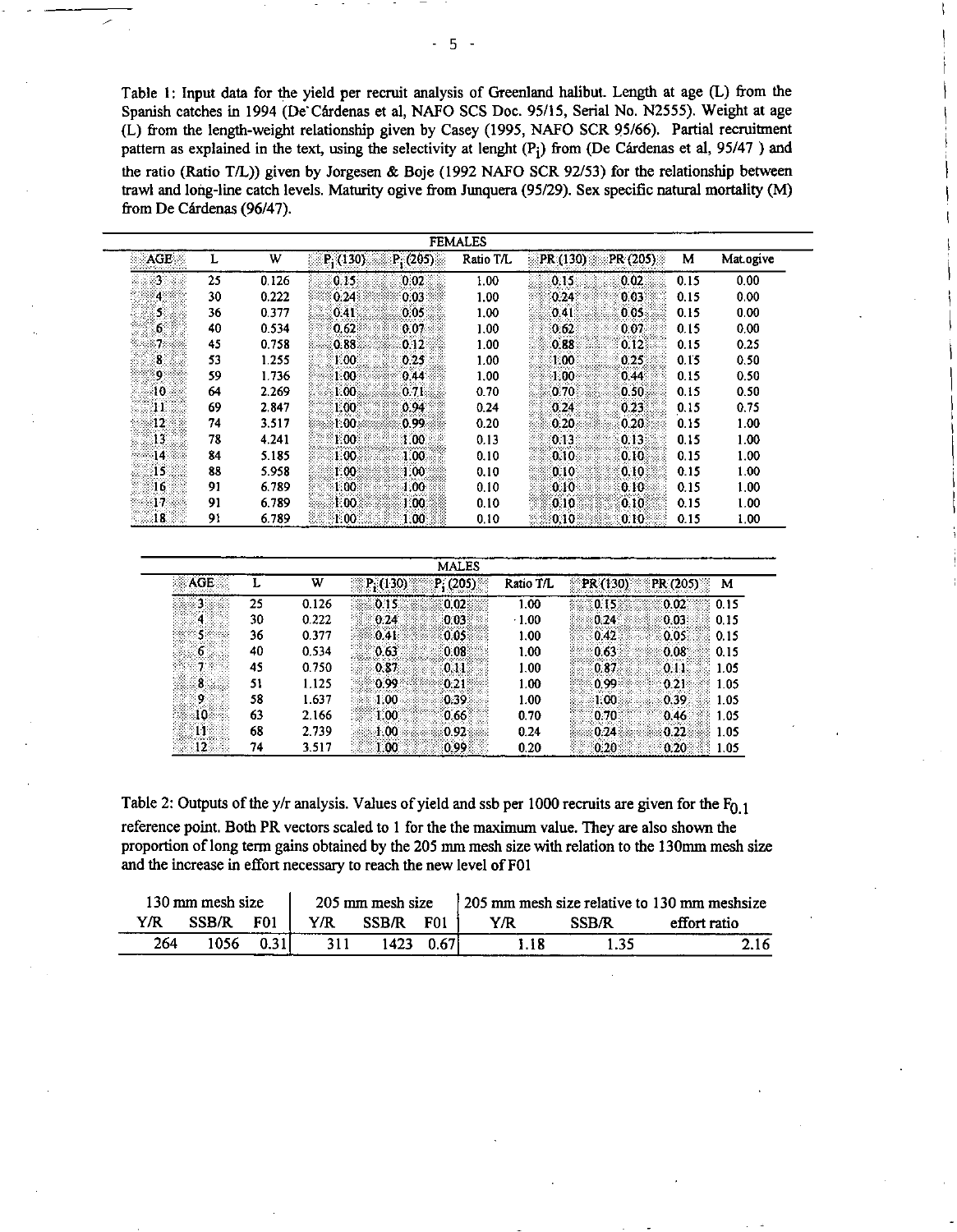Table 1: Input data for the yield per recruit analysis of Greenland halibut. Length at age (L) from the Spanish catches in 1994 (De Cárdenas et al, NAFO SCS Doc. 95/15, Serial No. N2555). Weight at age (L) from the length-weight relationship given by Casey (1995, NAFO SCR 95/66). Partial recruitment pattern as explained in the text, using the selectivity at lenght ($P_i$) from (De Cárdenas et al, 95/47 ) and the ratio (Ratio T/L)) given by Jorgesen & Boje (1992 NAFO SCR 92/53) for the relationship between trawl and long-line catch levels. Maturity ogive from Junquera (95/29). Sex specific natural mortality (M) from De Cárdenas (96/47).

| FEMALES | | | | | | | | | |
|---|---|---|---|---|---|---|---|---|---|
| AGE | L | W | $P_i$ (130) | $P_i$ (205) | Ratio T/L | PR (130) | PR (205) | M | Mat.ogive |
| 3 | 25 | 0.126 | 0.15 | 0.02 | 1.00 | 0.15 | 0.02 | 0.15 | 0.00 |
| 4 | 30 | 0.222 | 0.24 | 0.03 | 1.00 | 0.24 | 0.03 | 0.15 | 0.00 |
| 5 | 36 | 0.377 | 0.41 | 0.05 | 1.00 | 0.41 | 0.05 | 0.15 | 0.00 |
| 6 | 40 | 0.534 | 0.62 | 0.07 | 1.00 | 0.62 | 0.07 | 0.15 | 0.00 |
| 7 | 45 | 0.758 | 0.88 | 0.12 | 1.00 | 0.88 | 0.12 | 0.15 | 0.25 |
| 8 | 53 | 1.255 | 1.00 | 0.25 | 1.00 | 1.00 | 0.25 | 0.15 | 0.50 |
| 9 | 59 | 1.736 | 1.00 | 0.44 | 1.00 | 1.00 | 0.44 | 0.15 | 0.50 |
| 10 | 64 | 2.269 | 1.00 | 0.71 | 0.70 | 0.70 | 0.50 | 0.15 | 0.50 |
| 11 | 69 | 2.847 | 1.00 | 0.94 | 0.24 | 0.24 | 0.23 | 0.15 | 0.75 |
| 12 | 74 | 3.517 | 1.00 | 0.99 | 0.20 | 0.20 | 0.20 | 0.15 | 1.00 |
| 13 | 78 | 4.241 | 1.00 | 1.00 | 0.13 | 0.13 | 0.13 | 0.15 | 1.00 |
| 14 | 84 | 5.185 | 1.00 | 1.00 | 0.10 | 0.10 | 0.10 | 0.15 | 1.00 |
| 15 | 88 | 5.958 | 1.00 | 1.00 | 0.10 | 0.10 | 0.10 | 0.15 | 1.00 |
| 16 | 91 | 6.789 | 1.00 | 1.00 | 0.10 | 0.10 | 0.10 | 0.15 | 1.00 |
| 17 | 91 | 6.789 | 1.00 | 1.00 | 0.10 | 0.10 | 0.10 | 0.15 | 1.00 |
| 18 | 91 | 6.789 | 1.00 | 1.00 | 0.10 | 0.10 | 0.10 | 0.15 | 1.00 |

| MALES | | | | | | | | |
|---|---|---|---|---|---|---|---|---|
| AGE | L | W | $P_i$ (130) | $P_i$ (205) | Ratio T/L | PR (130) | PR (205) | M |
| 3 | 25 | 0.126 | 0.15 | 0.02 | 1.00 | 0.15 | 0.02 | 0.15 |
| 4 | 30 | 0.222 | 0.24 | 0.03 | 1.00 | 0.24 | 0.03 | 0.15 |
| 5 | 36 | 0.377 | 0.41 | 0.05 | 1.00 | 0.42 | 0.05 | 0.15 |
| 6 | 40 | 0.534 | 0.63 | 0.08 | 1.00 | 0.63 | 0.08 | 0.15 |
| 7 | 45 | 0.750 | 0.87 | 0.11 | 1.00 | 0.87 | 0.11 | 1.05 |
| 8 | 51 | 1.125 | 0.99 | 0.21 | 1.00 | 0.99 | 0.21 | 1.05 |
| 9 | 58 | 1.637 | 1.00 | 0.39 | 1.00 | 1.00 | 0.39 | 1.05 |
| 10 | 63 | 2.166 | 1.00 | 0.66 | 0.70 | 0.70 | 0.46 | 1.05 |
| 11 | 68 | 2.739 | 1.00 | 0.92 | 0.24 | 0.24 | 0.22 | 1.05 |
| 12 | 74 | 3.517 | 1.00 | 0.99 | 0.20 | 0.20 | 0.20 | 1.05 |

Table 2: Outputs of the y/r analysis. Values of yield and ssb per 1000 recruits are given for the $F_{0.1}$ reference point. Both PR vectors scaled to 1 for the the maximum value. They are also shown the proportion of long term gains obtained by the 205 mm mesh size with relation to the 130mm mesh size and the increase in effort necessary to reach the new level of F01

| 130 mm mesh size | | | 205 mm mesh size | | | 205 mm mesh size relative to 130 mm meshsize | | |
|---|---|---|---|---|---|---|---|---|
| Y/R | SSB/R | F01 | Y/R | SSB/R | F01 | Y/R | SSB/R | effort ratio |
| 264 | 1056 | 0.31 | 311 | 1423 | 0.67 | 1.18 | 1.35 | 2.16 |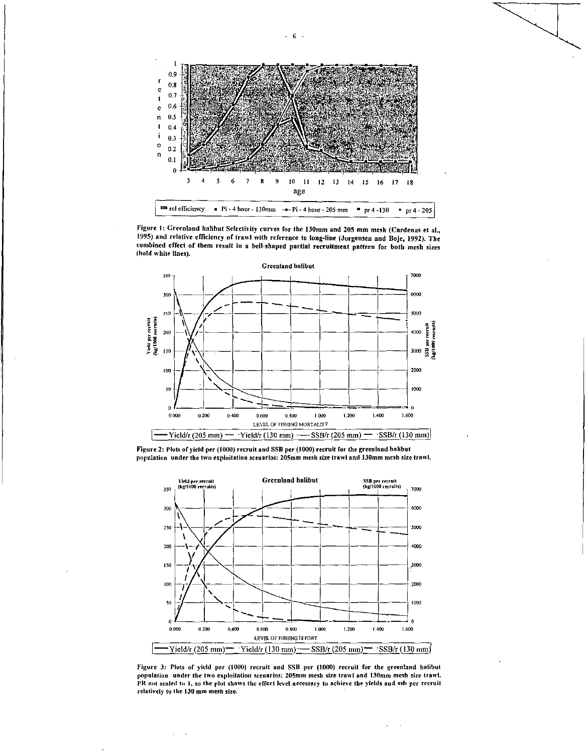1
0.9
0.8
0.7
0.6
0.5
0.4
0.3
0.2
0.1
0

retention

3 4 5 6 7 8 9 10 11 12 13 14 15 16 17 18

age

rel efficiency    Pi - 4 hour - 130mm    Pi - 4 hour - 205 mm    pr 4 -130    pr 4 - 205

Figure 1: Greenland halibut Selectivity curves for the 130mm and 205 mm mesh (Cardenas et al., 1995) and relative efficiency of trawl with reference to long-line (Jorgensen and Boje, 1992). The combined effect of them result in a bell-shaped partial recruitment pattern for both mesh sizes (bold white lines).

Greenland halibut

Yield per recruit (kg/1000 recruits)

350
300
250
200
150
100
50
0

SSB per recruit (kg/1000 recruits)

7000
6000
5000
4000
3000
2000
1000
0

0.000 0.200 0.400 0.600 0.800 1.000 1.200 1.400 1.600

LEVEL OF FISHING MORTALITY

Yield/r (205 mm)    Yield/r (130 mm)    SSB/r (205 mm)    SSB/r (130 mm)

Figure 2: Plots of yield per (1000) recruit and SSB per (1000) recruit for the greenland halibut population under the two exploitation scenarios: 205mm mesh size trawl and 130mm mesh size trawl.

Greenland halibut

Yield per recruit (kg/1000 recruits)

SSB per recruit (kg/1000 recruits)

350
300
250
200
150
100
50
0

7000
6000
5000
4000
3000
2000
1000
0

0.000 0.200 0.400 0.600 0.800 1.000 1.200 1.400 1.600

LEVEL OF FISHING EFFORT

Yield/r (205 mm)    Yield/r (130 mm)    SSB/r (205 mm)    SSB/r (130 mm)

Figure 3: Plots of yield per (1000) recruit and SSB per (1000) recruit for the greenland halibut population under the two exploitation scenarios: 205mm mesh size trawl and 130mm mesh size trawl. PR not scaled to 1, so the plot shows the effort level necessary to achieve the yields and ssb per recruit relatively to the 130 mm mesh size.